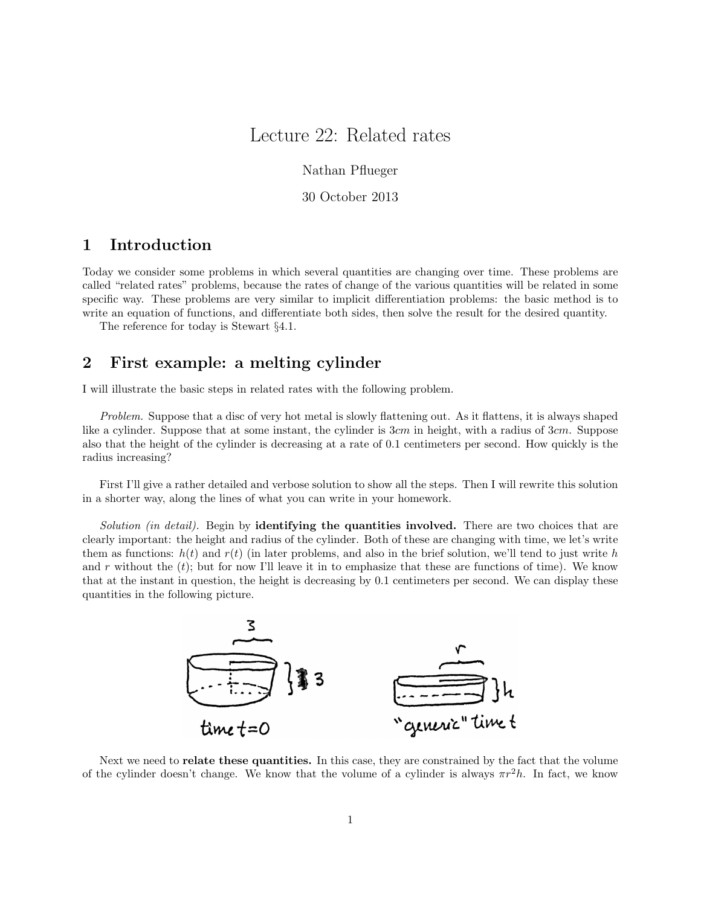# Lecture 22: Related rates

Nathan Pflueger

30 October 2013

## 1 Introduction

Today we consider some problems in which several quantities are changing over time. These problems are called "related rates" problems, because the rates of change of the various quantities will be related in some specific way. These problems are very similar to implicit differentiation problems: the basic method is to write an equation of functions, and differentiate both sides, then solve the result for the desired quantity.

The reference for today is Stewart §4.1.

## 2 First example: a melting cylinder

I will illustrate the basic steps in related rates with the following problem.

*Problem.* Suppose that a disc of very hot metal is slowly flattening out. As it flattens, it is always shaped like a cylinder. Suppose that at some instant, the cylinder is $3cm$ in height, with a radius of $3cm$. Suppose also that the height of the cylinder is decreasing at a rate of 0.1 centimeters per second. How quickly is the radius increasing?

First I'll give a rather detailed and verbose solution to show all the steps. Then I will rewrite this solution in a shorter way, along the lines of what you can write in your homework.

*Solution (in detail).* Begin by **identifying the quantities involved.** There are two choices that are clearly important: the height and radius of the cylinder. Both of these are changing with time, we let's write them as functions: $h(t)$ and $r(t)$ (in later problems, and also in the brief solution, we'll tend to just write $h$ and $r$ without the $(t)$; but for now I'll leave it in to emphasize that these are functions of time). We know that at the instant in question, the height is decreasing by 0.1 centimeters per second. We can display these quantities in the following picture.

Next we need to **relate these quantities.** In this case, they are constrained by the fact that the volume of the cylinder doesn't change. We know that the volume of a cylinder is always $\pi r^2 h$. In fact, we know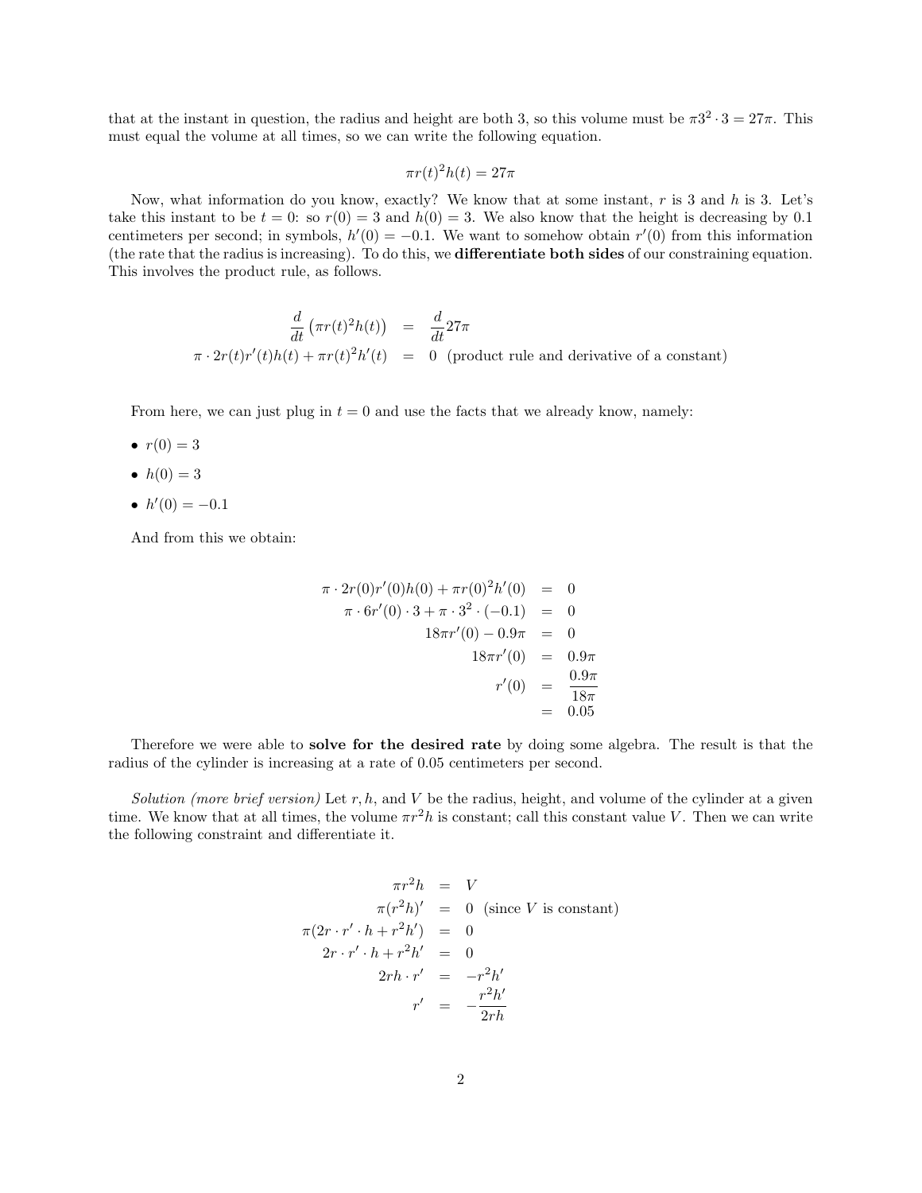that at the instant in question, the radius and height are both 3, so this volume must be $\pi 3^2 \cdot 3 = 27\pi$. This must equal the volume at all times, so we can write the following equation.

$$\pi r(t)^2 h(t) = 27\pi$$

Now, what information do you know, exactly? We know that at some instant, $r$ is 3 and $h$ is 3. Let's take this instant to be $t = 0$: so $r(0) = 3$ and $h(0) = 3$. We also know that the height is decreasing by 0.1 centimeters per second; in symbols, $h'(0) = -0.1$. We want to somehow obtain $r'(0)$ from this information (the rate that the radius is increasing). To do this, we **differentiate both sides** of our constraining equation. This involves the product rule, as follows.

$$\begin{aligned}
\frac{d}{dt}\left(\pi r(t)^2 h(t)\right) &= \frac{d}{dt} 27\pi \\
\pi \cdot 2r(t)r'(t)h(t) + \pi r(t)^2 h'(t) &= 0 \quad \text{(product rule and derivative of a constant)}
\end{aligned}$$

From here, we can just plug in $t = 0$ and use the facts that we already know, namely:

- $r(0) = 3$
- $h(0) = 3$
- $h'(0) = -0.1$

And from this we obtain:

$$\begin{aligned}
\pi \cdot 2r(0)r'(0)h(0) + \pi r(0)^2 h'(0) &= 0 \\
\pi \cdot 6r'(0) \cdot 3 + \pi \cdot 3^2 \cdot (-0.1) &= 0 \\
18\pi r'(0) - 0.9\pi &= 0 \\
18\pi r'(0) &= 0.9\pi \\
r'(0) &= \frac{0.9\pi}{18\pi} \\
&= 0.05
\end{aligned}$$

Therefore we were able to **solve for the desired rate** by doing some algebra. The result is that the radius of the cylinder is increasing at a rate of 0.05 centimeters per second.

*Solution (more brief version)* Let $r, h$, and $V$ be the radius, height, and volume of the cylinder at a given time. We know that at all times, the volume $\pi r^2 h$ is constant; call this constant value $V$. Then we can write the following constraint and differentiate it.

$$\begin{aligned}
\pi r^2 h &= V \\
\pi (r^2 h)' &= 0 \quad \text{(since } V \text{ is constant)} \\
\pi (2r \cdot r' \cdot h + r^2 h') &= 0 \\
2r \cdot r' \cdot h + r^2 h' &= 0 \\
2rh \cdot r' &= -r^2 h' \\
r' &= -\frac{r^2 h'}{2rh}
\end{aligned}$$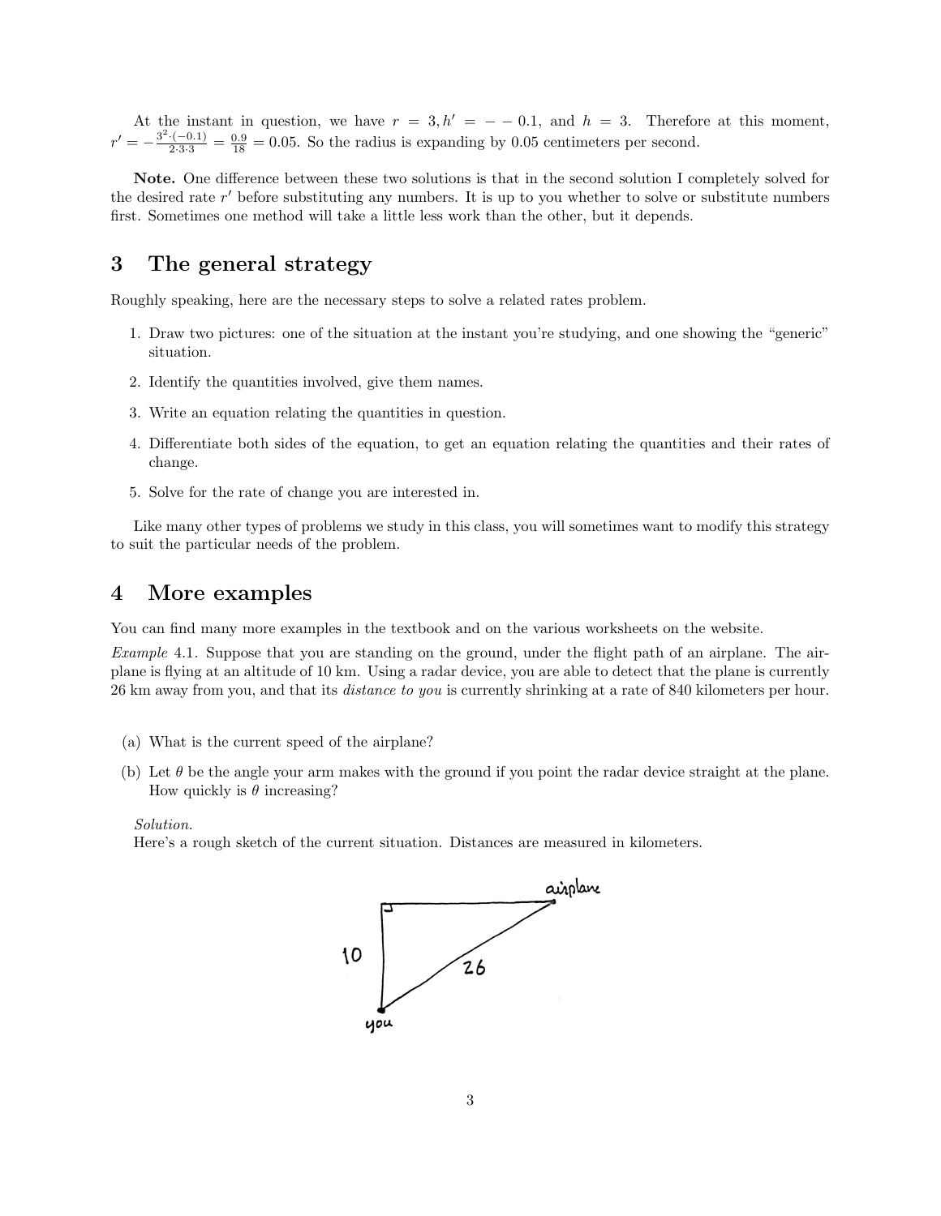At the instant in question, we have $r = 3, h' = - - 0.1$, and $h = 3$. Therefore at this moment, $r' = -\frac{3^2 \cdot (-0.1)}{2 \cdot 3 \cdot 3} = \frac{0.9}{18} = 0.05$. So the radius is expanding by 0.05 centimeters per second.

**Note.** One difference between these two solutions is that in the second solution I completely solved for the desired rate $r'$ before substituting any numbers. It is up to you whether to solve or substitute numbers first. Sometimes one method will take a little less work than the other, but it depends.

## 3 The general strategy

Roughly speaking, here are the necessary steps to solve a related rates problem.

1. Draw two pictures: one of the situation at the instant you're studying, and one showing the "generic" situation.
2. Identify the quantities involved, give them names.
3. Write an equation relating the quantities in question.
4. Differentiate both sides of the equation, to get an equation relating the quantities and their rates of change.
5. Solve for the rate of change you are interested in.

Like many other types of problems we study in this class, you will sometimes want to modify this strategy to suit the particular needs of the problem.

## 4 More examples

You can find many more examples in the textbook and on the various worksheets on the website.

*Example* 4.1. Suppose that you are standing on the ground, under the flight path of an airplane. The airplane is flying at an altitude of 10 km. Using a radar device, you are able to detect that the plane is currently 26 km away from you, and that its *distance to you* is currently shrinking at a rate of 840 kilometers per hour.

(a) What is the current speed of the airplane?

(b) Let $\theta$ be the angle your arm makes with the ground if you point the radar device straight at the plane. How quickly is $\theta$ increasing?

*Solution.*
Here's a rough sketch of the current situation. Distances are measured in kilometers.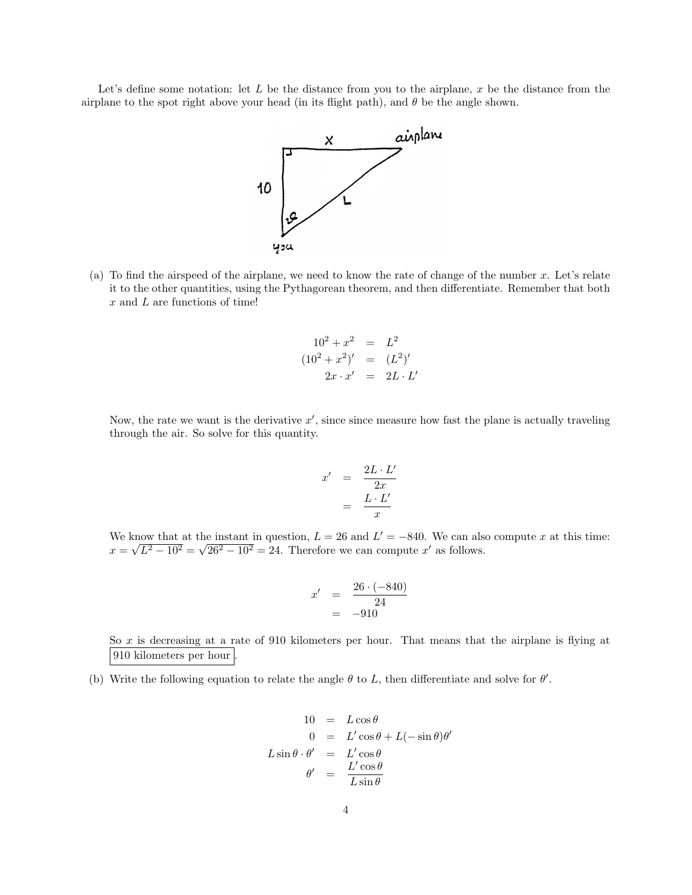Let's define some notation: let $L$ be the distance from you to the airplane, $x$ be the distance from the airplane to the spot right above your head (in its flight path), and $\theta$ be the angle shown.

(a) To find the airspeed of the airplane, we need to know the rate of change of the number $x$. Let's relate it to the other quantities, using the Pythagorean theorem, and then differentiate. Remember that both $x$ and $L$ are functions of time!

$$
\begin{aligned}
10^2 + x^2 &= L^2 \\
(10^2 + x^2)' &= (L^2)' \\
2x \cdot x' &= 2L \cdot L'
\end{aligned}
$$

Now, the rate we want is the derivative $x'$, since since measure how fast the plane is actually traveling through the air. So solve for this quantity.

$$
\begin{aligned}
x' &= \frac{2L \cdot L'}{2x} \\
&= \frac{L \cdot L'}{x}
\end{aligned}
$$

We know that at the instant in question, $L = 26$ and $L' = -840$. We can also compute $x$ at this time: $x = \sqrt{L^2 - 10^2} = \sqrt{26^2 - 10^2} = 24$. Therefore we can compute $x'$ as follows.

$$
\begin{aligned}
x' &= \frac{26 \cdot (-840)}{24} \\
&= -910
\end{aligned}
$$

So $x$ is decreasing at a rate of 910 kilometers per hour. That means that the airplane is flying at $\boxed{\text{910 kilometers per hour}}$.

(b) Write the following equation to relate the angle $\theta$ to $L$, then differentiate and solve for $\theta'$.

$$
\begin{aligned}
10 &= L \cos\theta \\
0 &= L' \cos\theta + L(-\sin\theta)\theta' \\
L \sin\theta \cdot \theta' &= L' \cos\theta \\
\theta' &= \frac{L' \cos\theta}{L \sin\theta}
\end{aligned}
$$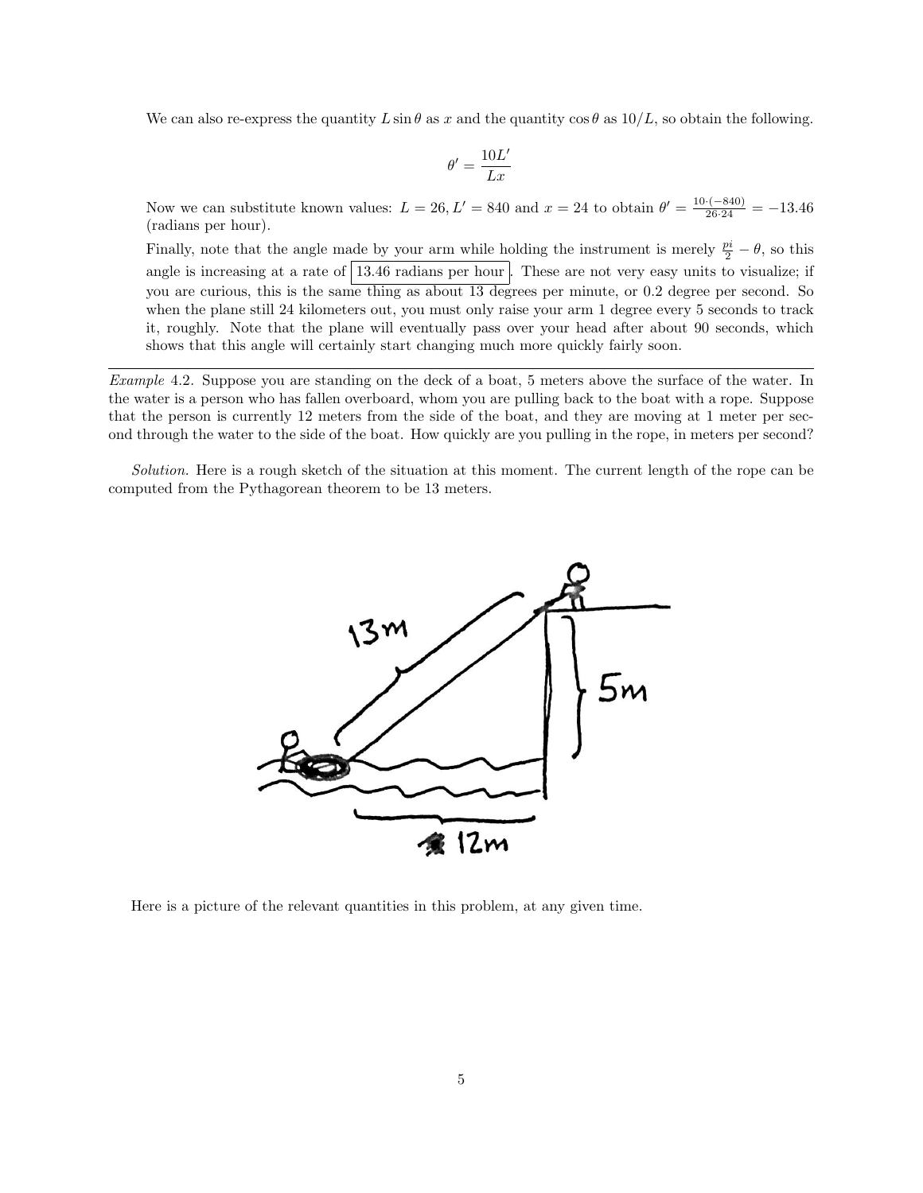We can also re-express the quantity $L \sin\theta$ as $x$ and the quantity $\cos\theta$ as $10/L$, so obtain the following.

$$\theta' = \frac{10L'}{Lx}$$

Now we can substitute known values: $L = 26, L' = 840$ and $x = 24$ to obtain $\theta' = \frac{10\cdot(-840)}{26\cdot 24} = -13.46$ (radians per hour).

Finally, note that the angle made by your arm while holding the instrument is merely $\frac{pi}{2} - \theta$, so this angle is increasing at a rate of $\boxed{13.46 \text{ radians per hour}}$. These are not very easy units to visualize; if you are curious, this is the same thing as about 13 degrees per minute, or 0.2 degree per second. So when the plane still 24 kilometers out, you must only raise your arm 1 degree every 5 seconds to track it, roughly. Note that the plane will eventually pass over your head after about 90 seconds, which shows that this angle will certainly start changing much more quickly fairly soon.

---

*Example* 4.2. Suppose you are standing on the deck of a boat, 5 meters above the surface of the water. In the water is a person who has fallen overboard, whom you are pulling back to the boat with a rope. Suppose that the person is currently 12 meters from the side of the boat, and they are moving at 1 meter per second through the water to the side of the boat. How quickly are you pulling in the rope, in meters per second?

*Solution.* Here is a rough sketch of the situation at this moment. The current length of the rope can be computed from the Pythagorean theorem to be 13 meters.

Here is a picture of the relevant quantities in this problem, at any given time.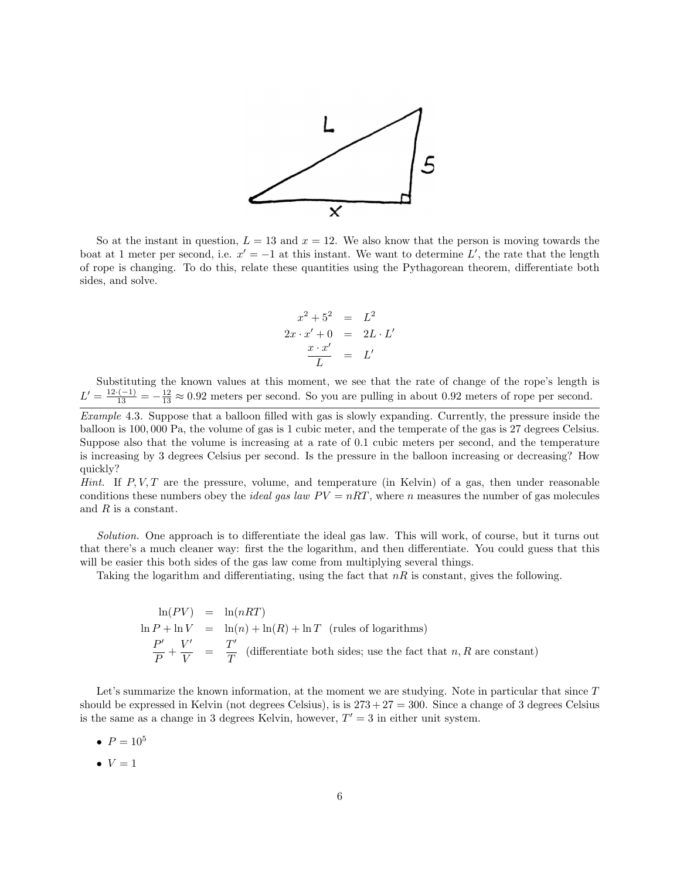So at the instant in question, $L = 13$ and $x = 12$. We also know that the person is moving towards the boat at 1 meter per second, i.e. $x' = -1$ at this instant. We want to determine $L'$, the rate that the length of rope is changing. To do this, relate these quantities using the Pythagorean theorem, differentiate both sides, and solve.

$$\begin{aligned} x^2 + 5^2 &= L^2 \\ 2x \cdot x' + 0 &= 2L \cdot L' \\ \frac{x \cdot x'}{L} &= L' \end{aligned}$$

Substituting the known values at this moment, we see that the rate of change of the rope's length is $L' = \frac{12 \cdot (-1)}{13} = -\frac{12}{13} \approx 0.92$ meters per second. So you are pulling in about 0.92 meters of rope per second.

---

*Example* 4.3. Suppose that a balloon filled with gas is slowly expanding. Currently, the pressure inside the balloon is 100,000 Pa, the volume of gas is 1 cubic meter, and the temperate of the gas is 27 degrees Celsius. Suppose also that the volume is increasing at a rate of 0.1 cubic meters per second, and the temperature is increasing by 3 degrees Celsius per second. Is the pressure in the balloon increasing or decreasing? How quickly?

*Hint.* If $P, V, T$ are the pressure, volume, and temperature (in Kelvin) of a gas, then under reasonable conditions these numbers obey the *ideal gas law* $PV = nRT$, where $n$ measures the number of gas molecules and $R$ is a constant.

*Solution.* One approach is to differentiate the ideal gas law. This will work, of course, but it turns out that there's a much cleaner way: first the the logarithm, and then differentiate. You could guess that this will be easier this both sides of the gas law come from multiplying several things.

Taking the logarithm and differentiating, using the fact that $nR$ is constant, gives the following.

$$\begin{aligned} \ln(PV) &= \ln(nRT) \\ \ln P + \ln V &= \ln(n) + \ln(R) + \ln T \quad \text{(rules of logarithms)} \\ \frac{P'}{P} + \frac{V'}{V} &= \frac{T'}{T} \quad \text{(differentiate both sides; use the fact that } n, R \text{ are constant)} \end{aligned}$$

Let's summarize the known information, at the moment we are studying. Note in particular that since $T$ should be expressed in Kelvin (not degrees Celsius), is is $273 + 27 = 300$. Since a change of 3 degrees Celsius is the same as a change in 3 degrees Kelvin, however, $T' = 3$ in either unit system.

- $P = 10^5$
- $V = 1$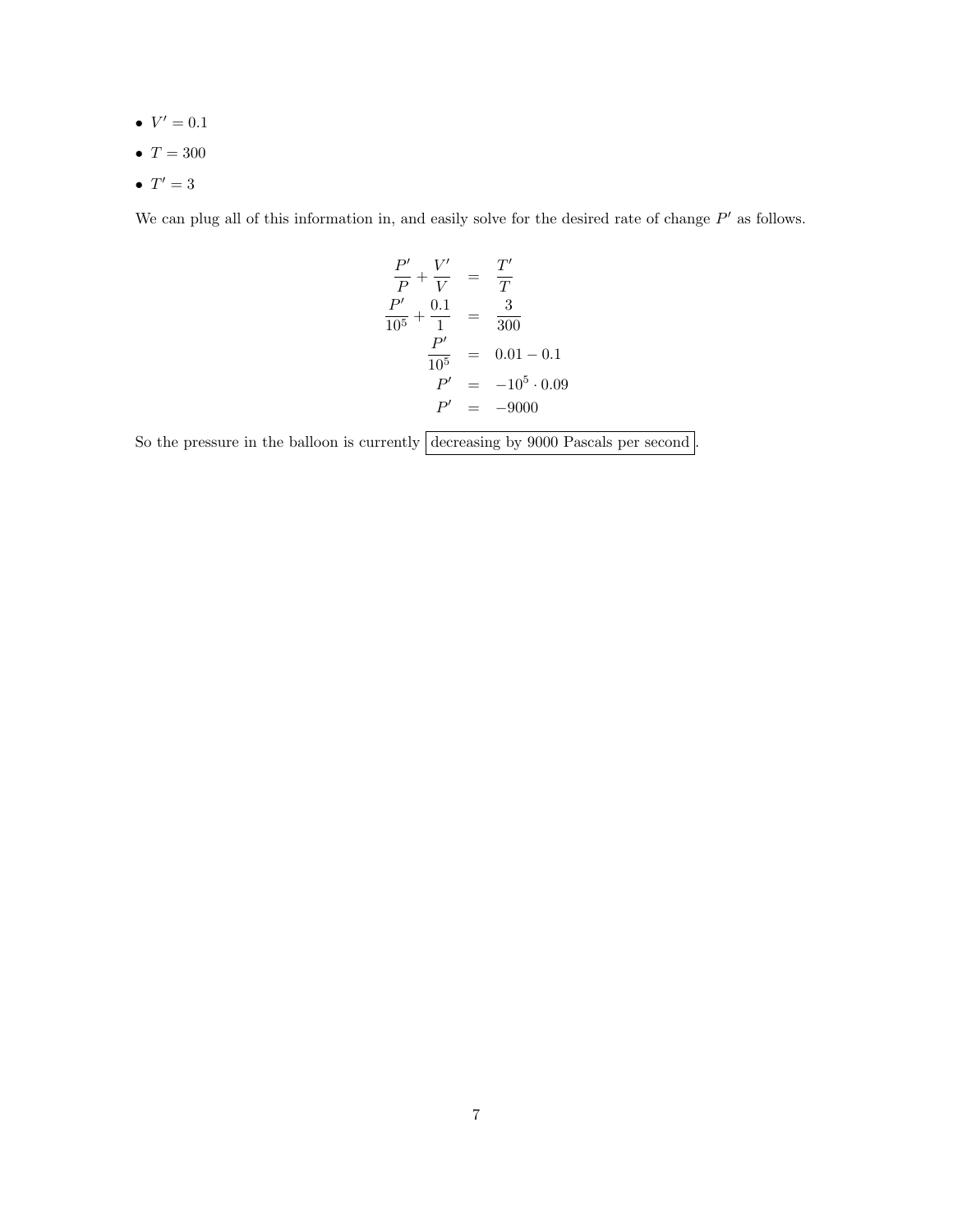- $V' = 0.1$
- $T = 300$
- $T' = 3$

We can plug all of this information in, and easily solve for the desired rate of change $P'$ as follows.

$$
\begin{aligned}
\frac{P'}{P} + \frac{V'}{V} &= \frac{T'}{T} \\
\frac{P'}{10^5} + \frac{0.1}{1} &= \frac{3}{300} \\
\frac{P'}{10^5} &= 0.01 - 0.1 \\
P' &= -10^5 \cdot 0.09 \\
P' &= -9000
\end{aligned}
$$

So the pressure in the balloon is currently $\boxed{\text{decreasing by 9000 Pascals per second}}$.